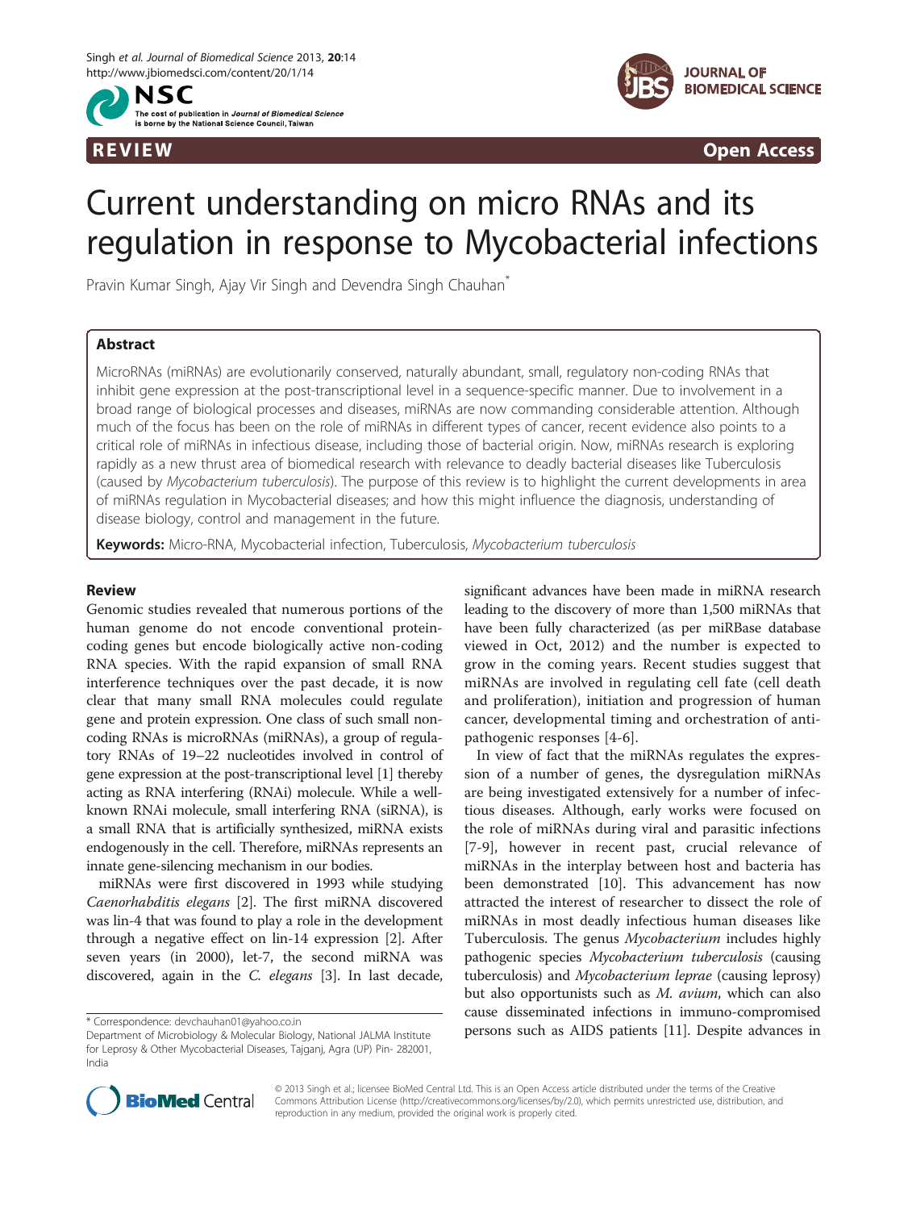REVIEW Open Access

# Current understanding on micro RNAs and its regulation in response to Mycobacterial infections

Pravin Kumar Singh, Ajay Vir Singh and Devendra Singh Chauhan*

## Abstract

MicroRNAs (miRNAs) are evolutionarily conserved, naturally abundant, small, regulatory non-coding RNAs that inhibit gene expression at the post-transcriptional level in a sequence-specific manner. Due to involvement in a broad range of biological processes and diseases, miRNAs are now commanding considerable attention. Although much of the focus has been on the role of miRNAs in different types of cancer, recent evidence also points to a critical role of miRNAs in infectious disease, including those of bacterial origin. Now, miRNAs research is exploring rapidly as a new thrust area of biomedical research with relevance to deadly bacterial diseases like Tuberculosis (caused by *Mycobacterium tuberculosis*). The purpose of this review is to highlight the current developments in area of miRNAs regulation in Mycobacterial diseases; and how this might influence the diagnosis, understanding of disease biology, control and management in the future.

**Keywords:** Micro-RNA, Mycobacterial infection, Tuberculosis, *Mycobacterium tuberculosis*

## Review

Genomic studies revealed that numerous portions of the human genome do not encode conventional protein-coding genes but encode biologically active non-coding RNA species. With the rapid expansion of small RNA interference techniques over the past decade, it is now clear that many small RNA molecules could regulate gene and protein expression. One class of such small non-coding RNAs is microRNAs (miRNAs), a group of regulatory RNAs of 19–22 nucleotides involved in control of gene expression at the post-transcriptional level [1] thereby acting as RNA interfering (RNAi) molecule. While a well-known RNAi molecule, small interfering RNA (siRNA), is a small RNA that is artificially synthesized, miRNA exists endogenously in the cell. Therefore, miRNAs represents an innate gene-silencing mechanism in our bodies.

miRNAs were first discovered in 1993 while studying *Caenorhabditis elegans* [2]. The first miRNA discovered was lin-4 that was found to play a role in the development through a negative effect on lin-14 expression [2]. After seven years (in 2000), let-7, the second miRNA was discovered, again in the *C. elegans* [3]. In last decade, significant advances have been made in miRNA research leading to the discovery of more than 1,500 miRNAs that have been fully characterized (as per miRBase database viewed in Oct, 2012) and the number is expected to grow in the coming years. Recent studies suggest that miRNAs are involved in regulating cell fate (cell death and proliferation), initiation and progression of human cancer, developmental timing and orchestration of anti-pathogenic responses [4-6].

In view of fact that the miRNAs regulates the expression of a number of genes, the dysregulation miRNAs are being investigated extensively for a number of infectious diseases. Although, early works were focused on the role of miRNAs during viral and parasitic infections [7-9], however in recent past, crucial relevance of miRNAs in the interplay between host and bacteria has been demonstrated [10]. This advancement has now attracted the interest of researcher to dissect the role of miRNAs in most deadly infectious human diseases like Tuberculosis. The genus *Mycobacterium* includes highly pathogenic species *Mycobacterium tuberculosis* (causing tuberculosis) and *Mycobacterium leprae* (causing leprosy) but also opportunists such as *M. avium*, which can also cause disseminated infections in immuno-compromised persons such as AIDS patients [11]. Despite advances in

* Correspondence: devchauhan01@yahoo.co.in
Department of Microbiology & Molecular Biology, National JALMA Institute for Leprosy & Other Mycobacterial Diseases, Tajganj, Agra (UP) Pin- 282001, India

© 2013 Singh et al.; licensee BioMed Central Ltd. This is an Open Access article distributed under the terms of the Creative Commons Attribution License (http://creativecommons.org/licenses/by/2.0), which permits unrestricted use, distribution, and reproduction in any medium, provided the original work is properly cited.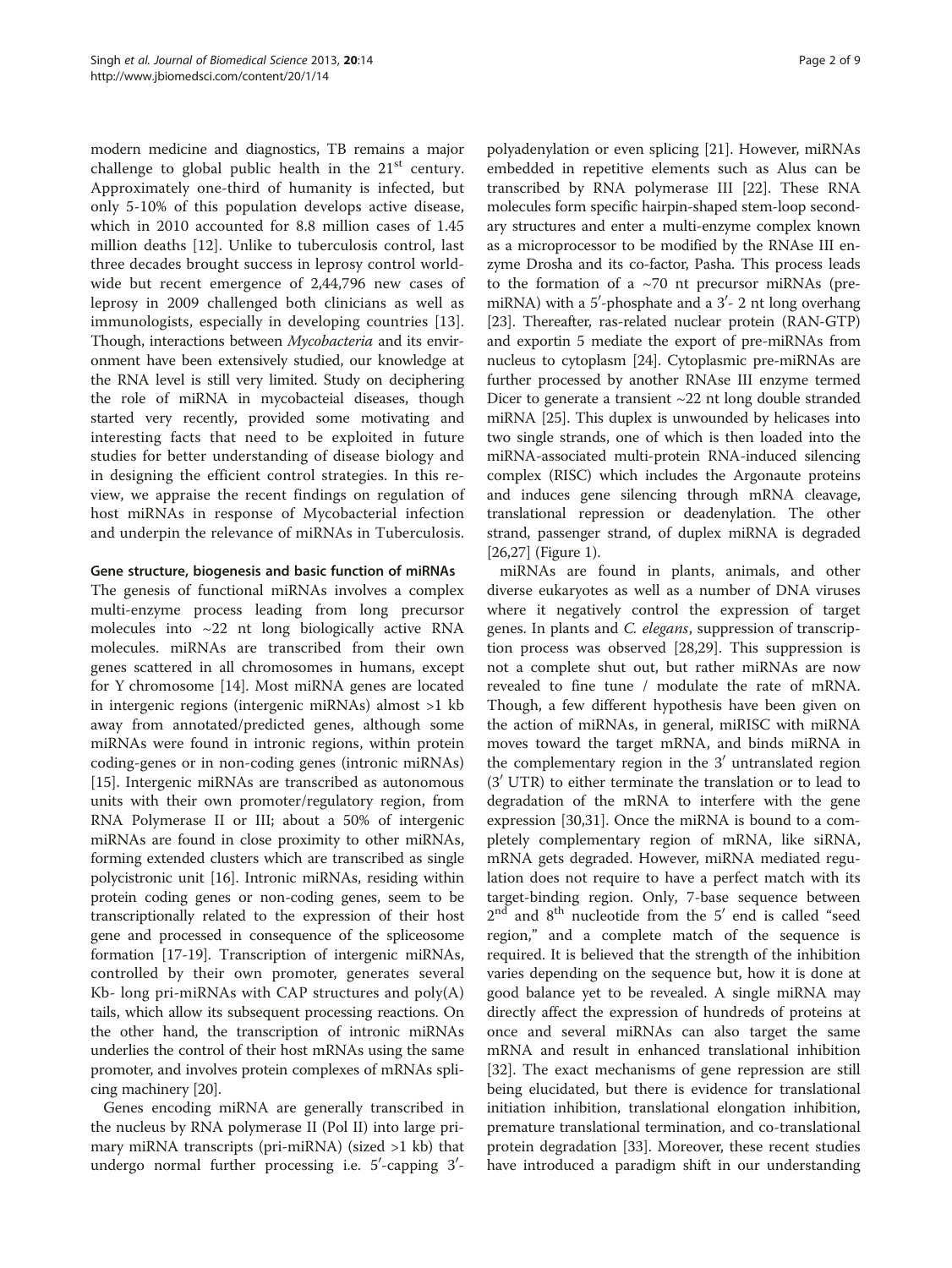modern medicine and diagnostics, TB remains a major challenge to global public health in the 21st century. Approximately one-third of humanity is infected, but only 5-10% of this population develops active disease, which in 2010 accounted for 8.8 million cases of 1.45 million deaths [12]. Unlike to tuberculosis control, last three decades brought success in leprosy control worldwide but recent emergence of 2,44,796 new cases of leprosy in 2009 challenged both clinicians as well as immunologists, especially in developing countries [13]. Though, interactions between *Mycobacteria* and its environment have been extensively studied, our knowledge at the RNA level is still very limited. Study on deciphering the role of miRNA in mycobacteial diseases, though started very recently, provided some motivating and interesting facts that need to be exploited in future studies for better understanding of disease biology and in designing the efficient control strategies. In this review, we appraise the recent findings on regulation of host miRNAs in response of Mycobacterial infection and underpin the relevance of miRNAs in Tuberculosis.

## Gene structure, biogenesis and basic function of miRNAs

The genesis of functional miRNAs involves a complex multi-enzyme process leading from long precursor molecules into ~22 nt long biologically active RNA molecules. miRNAs are transcribed from their own genes scattered in all chromosomes in humans, except for Y chromosome [14]. Most miRNA genes are located in intergenic regions (intergenic miRNAs) almost >1 kb away from annotated/predicted genes, although some miRNAs were found in intronic regions, within protein coding-genes or in non-coding genes (intronic miRNAs) [15]. Intergenic miRNAs are transcribed as autonomous units with their own promoter/regulatory region, from RNA Polymerase II or III; about a 50% of intergenic miRNAs are found in close proximity to other miRNAs, forming extended clusters which are transcribed as single polycistronic unit [16]. Intronic miRNAs, residing within protein coding genes or non-coding genes, seem to be transcriptionally related to the expression of their host gene and processed in consequence of the spliceosome formation [17-19]. Transcription of intergenic miRNAs, controlled by their own promoter, generates several Kb- long pri-miRNAs with CAP structures and poly(A) tails, which allow its subsequent processing reactions. On the other hand, the transcription of intronic miRNAs underlies the control of their host mRNAs using the same promoter, and involves protein complexes of mRNAs splicing machinery [20].

Genes encoding miRNA are generally transcribed in the nucleus by RNA polymerase II (Pol II) into large primary miRNA transcripts (pri-miRNA) (sized >1 kb) that undergo normal further processing i.e. 5′-capping 3′-polyadenylation or even splicing [21]. However, miRNAs embedded in repetitive elements such as Alus can be transcribed by RNA polymerase III [22]. These RNA molecules form specific hairpin-shaped stem-loop secondary structures and enter a multi-enzyme complex known as a microprocessor to be modified by the RNAse III enzyme Drosha and its co-factor, Pasha. This process leads to the formation of a ~70 nt precursor miRNAs (pre-miRNA) with a 5′-phosphate and a 3′- 2 nt long overhang [23]. Thereafter, ras-related nuclear protein (RAN-GTP) and exportin 5 mediate the export of pre-miRNAs from nucleus to cytoplasm [24]. Cytoplasmic pre-miRNAs are further processed by another RNAse III enzyme termed Dicer to generate a transient ~22 nt long double stranded miRNA [25]. This duplex is unwounded by helicases into two single strands, one of which is then loaded into the miRNA-associated multi-protein RNA-induced silencing complex (RISC) which includes the Argonaute proteins and induces gene silencing through mRNA cleavage, translational repression or deadenylation. The other strand, passenger strand, of duplex miRNA is degraded [26,27] (Figure 1).

miRNAs are found in plants, animals, and other diverse eukaryotes as well as a number of DNA viruses where it negatively control the expression of target genes. In plants and *C. elegans*, suppression of transcription process was observed [28,29]. This suppression is not a complete shut out, but rather miRNAs are now revealed to fine tune / modulate the rate of mRNA. Though, a few different hypothesis have been given on the action of miRNAs, in general, miRISC with miRNA moves toward the target mRNA, and binds miRNA in the complementary region in the 3′ untranslated region (3′ UTR) to either terminate the translation or to lead to degradation of the mRNA to interfere with the gene expression [30,31]. Once the miRNA is bound to a completely complementary region of mRNA, like siRNA, mRNA gets degraded. However, miRNA mediated regulation does not require to have a perfect match with its target-binding region. Only, 7-base sequence between 2nd and 8th nucleotide from the 5′ end is called "seed region," and a complete match of the sequence is required. It is believed that the strength of the inhibition varies depending on the sequence but, how it is done at good balance yet to be revealed. A single miRNA may directly affect the expression of hundreds of proteins at once and several miRNAs can also target the same mRNA and result in enhanced translational inhibition [32]. The exact mechanisms of gene repression are still being elucidated, but there is evidence for translational initiation inhibition, translational elongation inhibition, premature translational termination, and co-translational protein degradation [33]. Moreover, these recent studies have introduced a paradigm shift in our understanding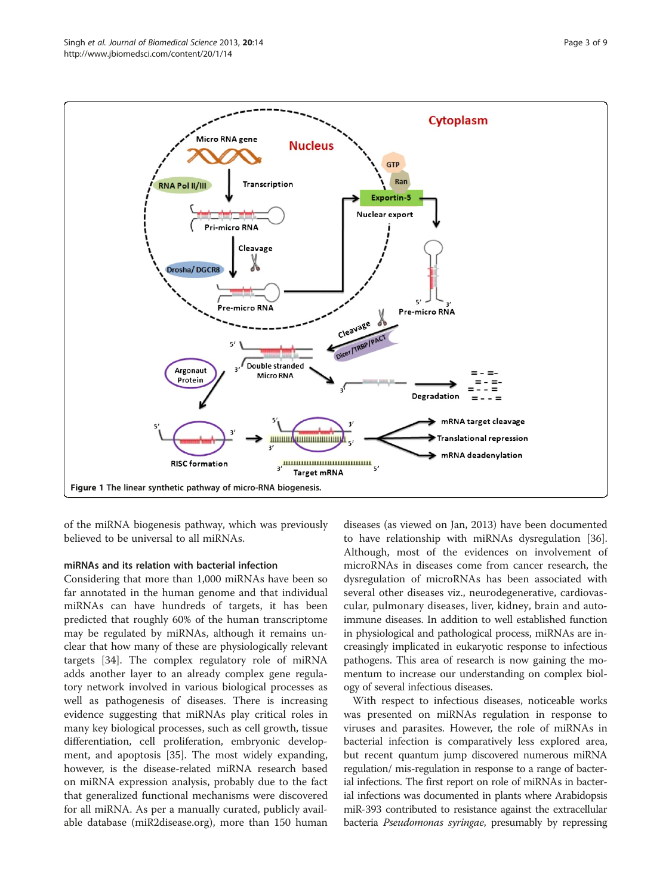**Figure 1 The linear synthetic pathway of micro-RNA biogenesis.**

of the miRNA biogenesis pathway, which was previously believed to be universal to all miRNAs.

### miRNAs and its relation with bacterial infection

Considering that more than 1,000 miRNAs have been so far annotated in the human genome and that individual miRNAs can have hundreds of targets, it has been predicted that roughly 60% of the human transcriptome may be regulated by miRNAs, although it remains unclear that how many of these are physiologically relevant targets [34]. The complex regulatory role of miRNA adds another layer to an already complex gene regulatory network involved in various biological processes as well as pathogenesis of diseases. There is increasing evidence suggesting that miRNAs play critical roles in many key biological processes, such as cell growth, tissue differentiation, cell proliferation, embryonic development, and apoptosis [35]. The most widely expanding, however, is the disease-related miRNA research based on miRNA expression analysis, probably due to the fact that generalized functional mechanisms were discovered for all miRNA. As per a manually curated, publicly available database (miR2disease.org), more than 150 human diseases (as viewed on Jan, 2013) have been documented to have relationship with miRNAs dysregulation [36]. Although, most of the evidences on involvement of microRNAs in diseases come from cancer research, the dysregulation of microRNAs has been associated with several other diseases viz., neurodegenerative, cardiovascular, pulmonary diseases, liver, kidney, brain and autoimmune diseases. In addition to well established function in physiological and pathological process, miRNAs are increasingly implicated in eukaryotic response to infectious pathogens. This area of research is now gaining the momentum to increase our understanding on complex biology of several infectious diseases.

With respect to infectious diseases, noticeable works was presented on miRNAs regulation in response to viruses and parasites. However, the role of miRNAs in bacterial infection is comparatively less explored area, but recent quantum jump discovered numerous miRNA regulation/ mis-regulation in response to a range of bacterial infections. The first report on role of miRNAs in bacterial infections was documented in plants where Arabidopsis miR-393 contributed to resistance against the extracellular bacteria *Pseudomonas syringae*, presumably by repressing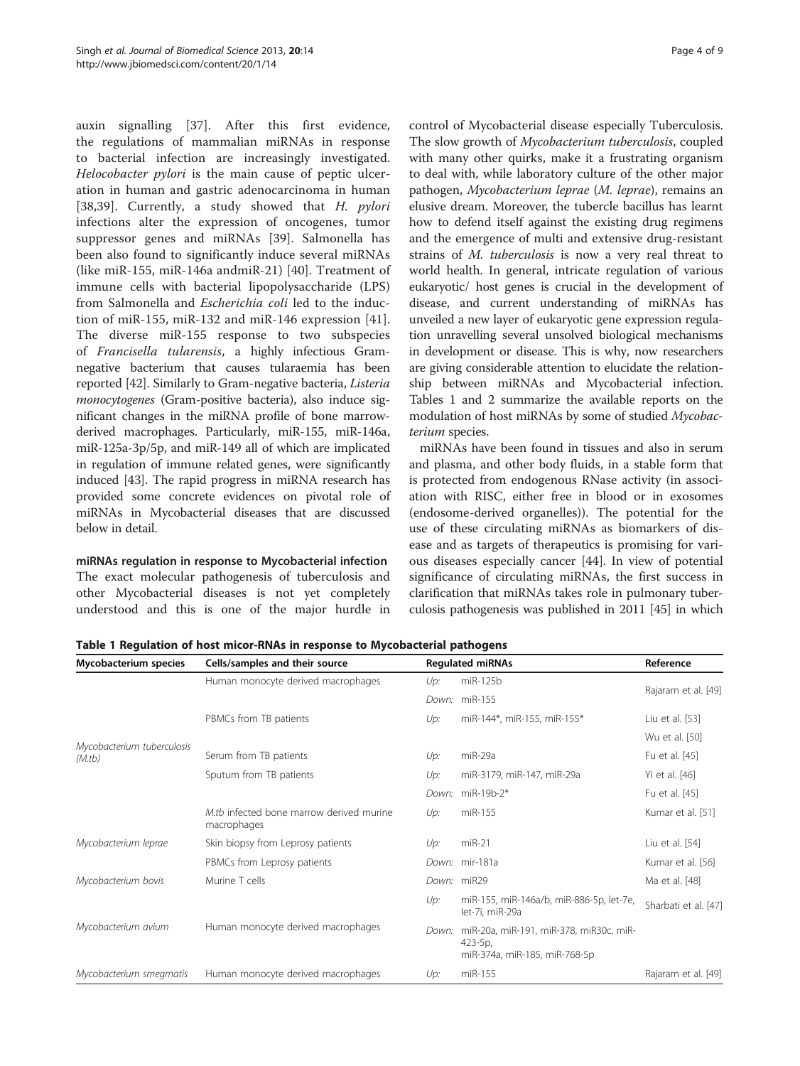auxin signalling [37]. After this first evidence, the regulations of mammalian miRNAs in response to bacterial infection are increasingly investigated. *Helocobacter pylori* is the main cause of peptic ulceration in human and gastric adenocarcinoma in human [38,39]. Currently, a study showed that *H. pylori* infections alter the expression of oncogenes, tumor suppressor genes and miRNAs [39]. Salmonella has been also found to significantly induce several miRNAs (like miR-155, miR-146a andmiR-21) [40]. Treatment of immune cells with bacterial lipopolysaccharide (LPS) from Salmonella and *Escherichia coli* led to the induction of miR-155, miR-132 and miR-146 expression [41]. The diverse miR-155 response to two subspecies of *Francisella tularensis*, a highly infectious Gram-negative bacterium that causes tularaemia has been reported [42]. Similarly to Gram-negative bacteria, *Listeria monocytogenes* (Gram-positive bacteria), also induce significant changes in the miRNA profile of bone marrow-derived macrophages. Particularly, miR-155, miR-146a, miR-125a-3p/5p, and miR-149 all of which are implicated in regulation of immune related genes, were significantly induced [43]. The rapid progress in miRNA research has provided some concrete evidences on pivotal role of miRNAs in Mycobacterial diseases that are discussed below in detail.

**miRNAs regulation in response to Mycobacterial infection**

The exact molecular pathogenesis of tuberculosis and other Mycobacterial diseases is not yet completely understood and this is one of the major hurdle in control of Mycobacterial disease especially Tuberculosis. The slow growth of *Mycobacterium tuberculosis*, coupled with many other quirks, make it a frustrating organism to deal with, while laboratory culture of the other major pathogen, *Mycobacterium leprae* (*M. leprae*), remains an elusive dream. Moreover, the tubercle bacillus has learnt how to defend itself against the existing drug regimens and the emergence of multi and extensive drug-resistant strains of *M. tuberculosis* is now a very real threat to world health. In general, intricate regulation of various eukaryotic/ host genes is crucial in the development of disease, and current understanding of miRNAs has unveiled a new layer of eukaryotic gene expression regulation unravelling several unsolved biological mechanisms in development or disease. This is why, now researchers are giving considerable attention to elucidate the relationship between miRNAs and Mycobacterial infection. Tables 1 and 2 summarize the available reports on the modulation of host miRNAs by some of studied *Mycobacterium* species.

miRNAs have been found in tissues and also in serum and plasma, and other body fluids, in a stable form that is protected from endogenous RNase activity (in association with RISC, either free in blood or in exosomes (endosome-derived organelles)). The potential for the use of these circulating miRNAs as biomarkers of disease and as targets of therapeutics is promising for various diseases especially cancer [44]. In view of potential significance of circulating miRNAs, the first success in clarification that miRNAs takes role in pulmonary tuberculosis pathogenesis was published in 2011 [45] in which

**Table 1 Regulation of host micor-RNAs in response to Mycobacterial pathogens**

| Mycobacterium species | Cells/samples and their source | Regulated miRNAs | | Reference |
|---|---|---|---|---|
| *Mycobacterium tuberculosis (M.tb)* | Human monocyte derived macrophages | *Up:* | miR-125b | Rajaram et al. [49] |
| | | *Down:* | miR-155 | |
| | PBMCs from TB patients | *Up:* | miR-144*, miR-155, miR-155* | Liu et al. [53] |
| | | | | Wu et al. [50] |
| | Serum from TB patients | *Up:* | miR-29a | Fu et al. [45] |
| | Sputum from TB patients | *Up:* | miR-3179, miR-147, miR-29a | Yi et al. [46] |
| | | *Down:* | miR-19b-2* | Fu et al. [45] |
| | *M.tb* infected bone marrow derived murine macrophages | *Up:* | miR-155 | Kumar et al. [51] |
| *Mycobacterium leprae* | Skin biopsy from Leprosy patients | *Up:* | miR-21 | Liu et al. [54] |
| | PBMCs from Leprosy patients | *Down:* | mir-181a | Kumar et al. [56] |
| *Mycobacterium bovis* | Murine T cells | *Down:* | miR29 | Ma et al. [48] |
| *Mycobacterium avium* | Human monocyte derived macrophages | *Up:* | miR-155, miR-146a/b, miR-886-5p, let-7e, let-7i, miR-29a | Sharbati et al. [47] |
| | | *Down:* | miR-20a, miR-191, miR-378, miR30c, miR-423-5p, miR-374a, miR-185, miR-768-5p | |
| *Mycobacterium smegmatis* | Human monocyte derived macrophages | *Up:* | miR-155 | Rajaram et al. [49] |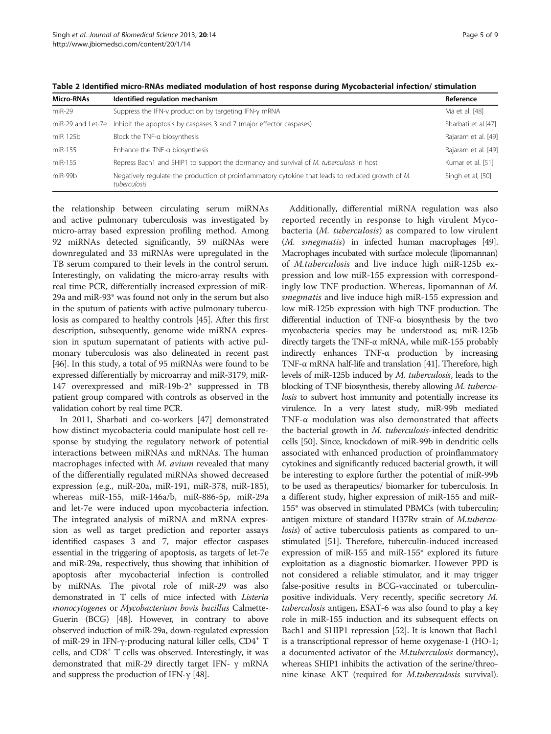**Table 2 Identified micro-RNAs mediated modulation of host response during Mycobacterial infection/ stimulation**

| Micro-RNAs | Identified regulation mechanism | Reference |
|---|---|---|
| miR-29 | Suppress the IFN-γ production by targeting IFN-γ mRNA | Ma et al. [48] |
| miR-29 and Let-7e | Inhibit the apoptosis by caspases 3 and 7 (major effector caspases) | Sharbati et al.[47] |
| miR 125b | Block the TNF-α biosynthesis | Rajaram et al. [49] |
| miR-155 | Enhance the TNF-α biosynthesis | Rajaram et al. [49] |
| miR-155 | Repress Bach1 and SHIP1 to support the dormancy and survival of *M. tuberculosis* in host | Kumar et al. [51] |
| miR-99b | Negatively regulate the production of proinflammatory cytokine that leads to reduced growth of *M. tuberculosis* | Singh et al, [50] |

the relationship between circulating serum miRNAs and active pulmonary tuberculosis was investigated by micro-array based expression profiling method. Among 92 miRNAs detected significantly, 59 miRNAs were downregulated and 33 miRNAs were upregulated in the TB serum compared to their levels in the control serum. Interestingly, on validating the micro-array results with real time PCR, differentially increased expression of miR-29a and miR-93* was found not only in the serum but also in the sputum of patients with active pulmonary tuberculosis as compared to healthy controls [45]. After this first description, subsequently, genome wide miRNA expression in sputum supernatant of patients with active pulmonary tuberculosis was also delineated in recent past [46]. In this study, a total of 95 miRNAs were found to be expressed differentially by microarray and miR-3179, miR-147 overexpressed and miR-19b-2* suppressed in TB patient group compared with controls as observed in the validation cohort by real time PCR.

In 2011, Sharbati and co-workers [47] demonstrated how distinct mycobacteria could manipulate host cell response by studying the regulatory network of potential interactions between miRNAs and mRNAs. The human macrophages infected with *M. avium* revealed that many of the differentially regulated miRNAs showed decreased expression (e.g., miR-20a, miR-191, miR-378, miR-185), whereas miR-155, miR-146a/b, miR-886-5p, miR-29a and let-7e were induced upon mycobacteria infection. The integrated analysis of miRNA and mRNA expression as well as target prediction and reporter assays identified caspases 3 and 7, major effector caspases essential in the triggering of apoptosis, as targets of let-7e and miR-29a, respectively, thus showing that inhibition of apoptosis after mycobacterial infection is controlled by miRNAs. The pivotal role of miR-29 was also demonstrated in T cells of mice infected with *Listeria monocytogenes* or *Mycobacterium bovis bacillus* Calmette-Guerin (BCG) [48]. However, in contrary to above observed induction of miR-29a, down-regulated expression of miR-29 in IFN-γ-producing natural killer cells, $CD4^+$ T cells, and $CD8^+$ T cells was observed. Interestingly, it was demonstrated that miR-29 directly target IFN- γ mRNA and suppress the production of IFN-γ [48].

Additionally, differential miRNA regulation was also reported recently in response to high virulent Mycobacteria (*M. tuberculosis*) as compared to low virulent (*M. smegmatis*) in infected human macrophages [49]. Macrophages incubated with surface molecule (lipomannan) of *M.tuberculosis* and live induce high miR-125b expression and low miR-155 expression with correspondingly low TNF production. Whereas, lipomannan of *M. smegmatis* and live induce high miR-155 expression and low miR-125b expression with high TNF production. The differential induction of TNF-α biosynthesis by the two mycobacteria species may be understood as; miR-125b directly targets the TNF-α mRNA, while miR-155 probably indirectly enhances TNF-α production by increasing TNF-α mRNA half-life and translation [41]. Therefore, high levels of miR-125b induced by *M. tuberculosis*, leads to the blocking of TNF biosynthesis, thereby allowing *M. tuberculosis* to subvert host immunity and potentially increase its virulence. In a very latest study, miR-99b mediated TNF-α modulation was also demonstrated that affects the bacterial growth in *M. tuberculosis*-infected dendritic cells [50]. Since, knockdown of miR-99b in dendritic cells associated with enhanced production of proinflammatory cytokines and significantly reduced bacterial growth, it will be interesting to explore further the potential of miR-99b to be used as therapeutics/ biomarker for tuberculosis. In a different study, higher expression of miR-155 and miR-155* was observed in stimulated PBMCs (with tuberculin; antigen mixture of standard H37Rv strain of *M.tuberculosis*) of active tuberculosis patients as compared to unstimulated [51]. Therefore, tuberculin-induced increased expression of miR-155 and miR-155* explored its future exploitation as a diagnostic biomarker. However PPD is not considered a reliable stimulator, and it may trigger false-positive results in BCG-vaccinated or tuberculin-positive individuals. Very recently, specific secretory *M. tuberculosis* antigen, ESAT-6 was also found to play a key role in miR-155 induction and its subsequent effects on Bach1 and SHIP1 repression [52]. It is known that Bach1 is a transcriptional repressor of heme oxygenase-1 (HO-1; a documented activator of the *M.tuberculosis* dormancy), whereas SHIP1 inhibits the activation of the serine/threonine kinase AKT (required for *M.tuberculosis* survival).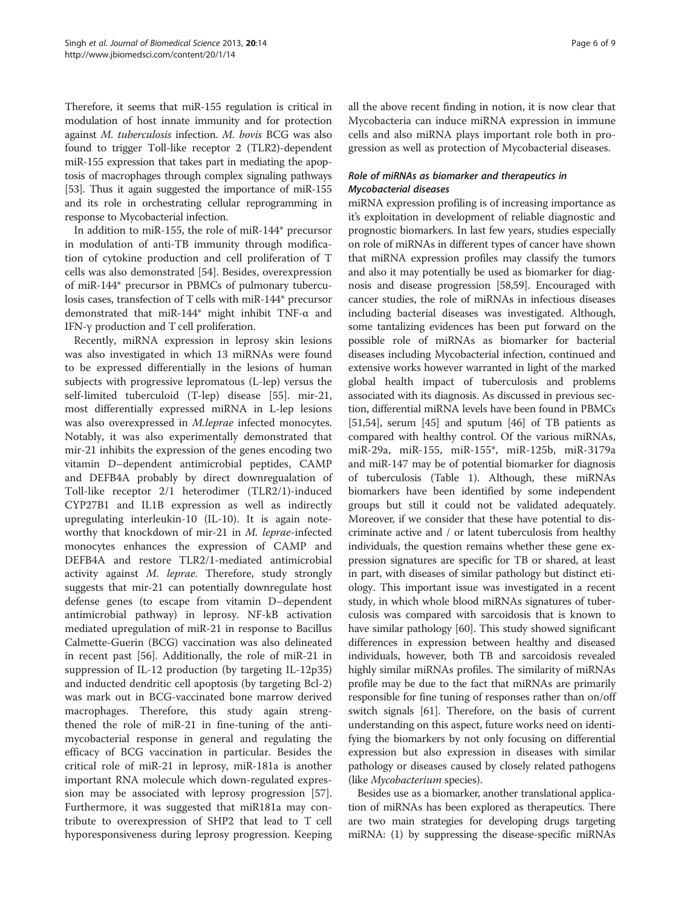Therefore, it seems that miR-155 regulation is critical in modulation of host innate immunity and for protection against *M. tuberculosis* infection. *M. bovis* BCG was also found to trigger Toll-like receptor 2 (TLR2)-dependent miR-155 expression that takes part in mediating the apoptosis of macrophages through complex signaling pathways [53]. Thus it again suggested the importance of miR-155 and its role in orchestrating cellular reprogramming in response to Mycobacterial infection.

In addition to miR-155, the role of miR-144* precursor in modulation of anti-TB immunity through modification of cytokine production and cell proliferation of T cells was also demonstrated [54]. Besides, overexpression of miR-144* precursor in PBMCs of pulmonary tuberculosis cases, transfection of T cells with miR-144* precursor demonstrated that miR-144* might inhibit TNF-α and IFN-γ production and T cell proliferation.

Recently, miRNA expression in leprosy skin lesions was also investigated in which 13 miRNAs were found to be expressed differentially in the lesions of human subjects with progressive lepromatous (L-lep) versus the self-limited tuberculoid (T-lep) disease [55]. mir-21, most differentially expressed miRNA in L-lep lesions was also overexpressed in *M.leprae* infected monocytes. Notably, it was also experimentally demonstrated that mir-21 inhibits the expression of the genes encoding two vitamin D–dependent antimicrobial peptides, CAMP and DEFB4A probably by direct downregualation of Toll-like receptor 2/1 heterodimer (TLR2/1)-induced CYP27B1 and IL1B expression as well as indirectly upregulating interleukin-10 (IL-10). It is again noteworthy that knockdown of mir-21 in *M. leprae*-infected monocytes enhances the expression of CAMP and DEFB4A and restore TLR2/1-mediated antimicrobial activity against *M. leprae*. Therefore, study strongly suggests that mir-21 can potentially downregulate host defense genes (to escape from vitamin D–dependent antimicrobial pathway) in leprosy. NF-kB activation mediated upregulation of miR-21 in response to Bacillus Calmette-Guerin (BCG) vaccination was also delineated in recent past [56]. Additionally, the role of miR-21 in suppression of IL-12 production (by targeting IL-12p35) and inducted dendritic cell apoptosis (by targeting Bcl-2) was mark out in BCG-vaccinated bone marrow derived macrophages. Therefore, this study again strengthened the role of miR-21 in fine-tuning of the anti-mycobacterial response in general and regulating the efficacy of BCG vaccination in particular. Besides the critical role of miR-21 in leprosy, miR-181a is another important RNA molecule which down-regulated expression may be associated with leprosy progression [57]. Furthermore, it was suggested that miR181a may contribute to overexpression of SHP2 that lead to T cell hyporesponsiveness during leprosy progression. Keeping all the above recent finding in notion, it is now clear that Mycobacteria can induce miRNA expression in immune cells and also miRNA plays important role both in progression as well as protection of Mycobacterial diseases.

### *Role of miRNAs as biomarker and therapeutics in Mycobacterial diseases*

miRNA expression profiling is of increasing importance as it's exploitation in development of reliable diagnostic and prognostic biomarkers. In last few years, studies especially on role of miRNAs in different types of cancer have shown that miRNA expression profiles may classify the tumors and also it may potentially be used as biomarker for diagnosis and disease progression [58,59]. Encouraged with cancer studies, the role of miRNAs in infectious diseases including bacterial diseases was investigated. Although, some tantalizing evidences has been put forward on the possible role of miRNAs as biomarker for bacterial diseases including Mycobacterial infection, continued and extensive works however warranted in light of the marked global health impact of tuberculosis and problems associated with its diagnosis. As discussed in previous section, differential miRNA levels have been found in PBMCs [51,54], serum [45] and sputum [46] of TB patients as compared with healthy control. Of the various miRNAs, miR-29a, miR-155, miR-155*, miR-125b, miR-3179a and miR-147 may be of potential biomarker for diagnosis of tuberculosis (Table 1). Although, these miRNAs biomarkers have been identified by some independent groups but still it could not be validated adequately. Moreover, if we consider that these have potential to discriminate active and / or latent tuberculosis from healthy individuals, the question remains whether these gene expression signatures are specific for TB or shared, at least in part, with diseases of similar pathology but distinct etiology. This important issue was investigated in a recent study, in which whole blood miRNAs signatures of tuberculosis was compared with sarcoidosis that is known to have similar pathology [60]. This study showed significant differences in expression between healthy and diseased individuals, however, both TB and sarcoidosis revealed highly similar miRNAs profiles. The similarity of miRNAs profile may be due to the fact that miRNAs are primarily responsible for fine tuning of responses rather than on/off switch signals [61]. Therefore, on the basis of current understanding on this aspect, future works need on identifying the biomarkers by not only focusing on differential expression but also expression in diseases with similar pathology or diseases caused by closely related pathogens (like *Mycobacterium* species).

Besides use as a biomarker, another translational application of miRNAs has been explored as therapeutics. There are two main strategies for developing drugs targeting miRNA: (1) by suppressing the disease-specific miRNAs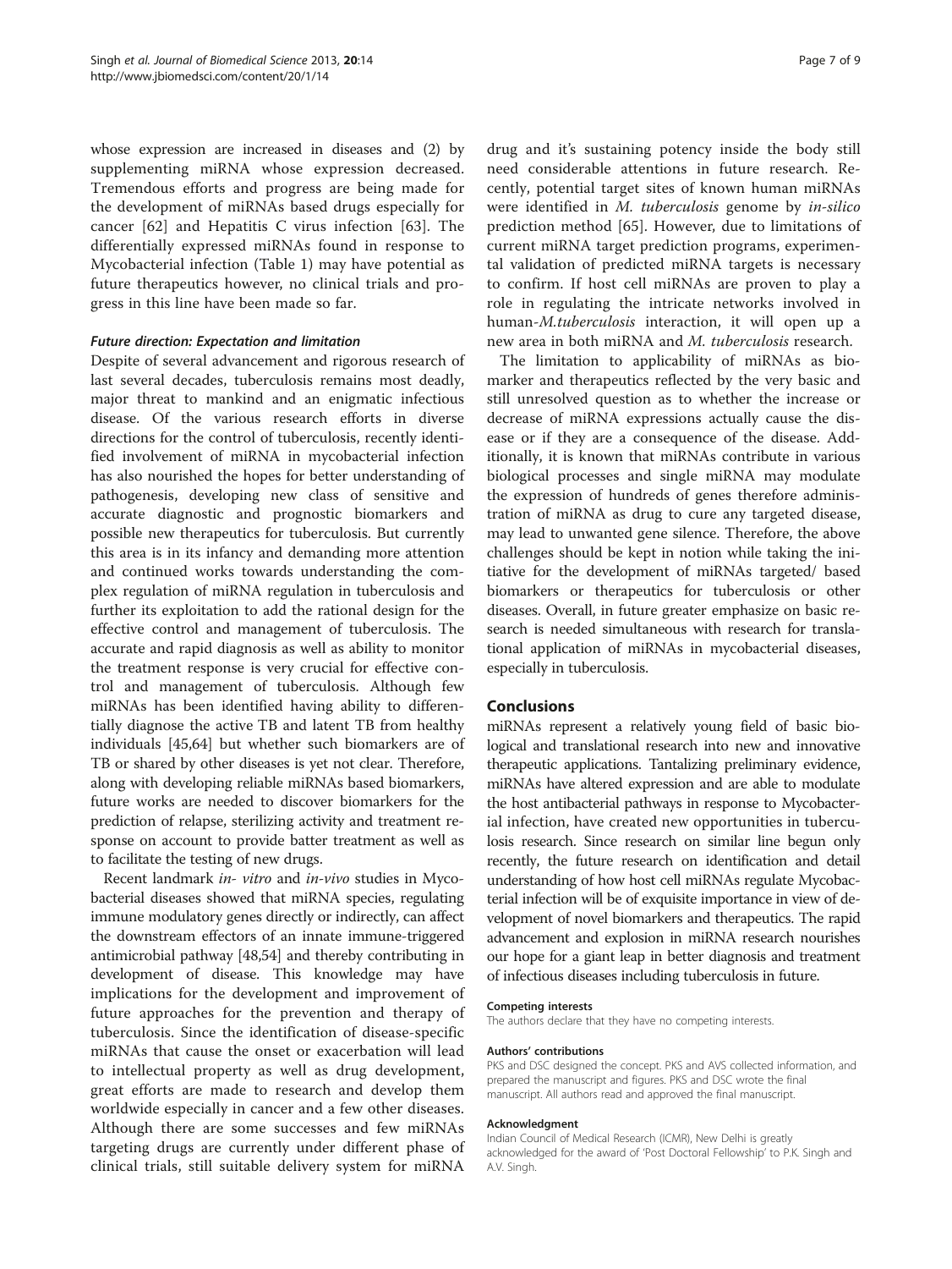whose expression are increased in diseases and (2) by supplementing miRNA whose expression decreased. Tremendous efforts and progress are being made for the development of miRNAs based drugs especially for cancer [62] and Hepatitis C virus infection [63]. The differentially expressed miRNAs found in response to Mycobacterial infection (Table 1) may have potential as future therapeutics however, no clinical trials and progress in this line have been made so far.

#### *Future direction: Expectation and limitation*

Despite of several advancement and rigorous research of last several decades, tuberculosis remains most deadly, major threat to mankind and an enigmatic infectious disease. Of the various research efforts in diverse directions for the control of tuberculosis, recently identified involvement of miRNA in mycobacterial infection has also nourished the hopes for better understanding of pathogenesis, developing new class of sensitive and accurate diagnostic and prognostic biomarkers and possible new therapeutics for tuberculosis. But currently this area is in its infancy and demanding more attention and continued works towards understanding the complex regulation of miRNA regulation in tuberculosis and further its exploitation to add the rational design for the effective control and management of tuberculosis. The accurate and rapid diagnosis as well as ability to monitor the treatment response is very crucial for effective control and management of tuberculosis. Although few miRNAs has been identified having ability to differentially diagnose the active TB and latent TB from healthy individuals [45,64] but whether such biomarkers are of TB or shared by other diseases is yet not clear. Therefore, along with developing reliable miRNAs based biomarkers, future works are needed to discover biomarkers for the prediction of relapse, sterilizing activity and treatment response on account to provide batter treatment as well as to facilitate the testing of new drugs.

Recent landmark *in- vitro* and *in-vivo* studies in Mycobacterial diseases showed that miRNA species, regulating immune modulatory genes directly or indirectly, can affect the downstream effectors of an innate immune-triggered antimicrobial pathway [48,54] and thereby contributing in development of disease. This knowledge may have implications for the development and improvement of future approaches for the prevention and therapy of tuberculosis. Since the identification of disease-specific miRNAs that cause the onset or exacerbation will lead to intellectual property as well as drug development, great efforts are made to research and develop them worldwide especially in cancer and a few other diseases. Although there are some successes and few miRNAs targeting drugs are currently under different phase of clinical trials, still suitable delivery system for miRNA drug and it's sustaining potency inside the body still need considerable attentions in future research. Recently, potential target sites of known human miRNAs were identified in *M. tuberculosis* genome by *in-silico* prediction method [65]. However, due to limitations of current miRNA target prediction programs, experimental validation of predicted miRNA targets is necessary to confirm. If host cell miRNAs are proven to play a role in regulating the intricate networks involved in human-*M.tuberculosis* interaction, it will open up a new area in both miRNA and *M. tuberculosis* research.

The limitation to applicability of miRNAs as biomarker and therapeutics reflected by the very basic and still unresolved question as to whether the increase or decrease of miRNA expressions actually cause the disease or if they are a consequence of the disease. Additionally, it is known that miRNAs contribute in various biological processes and single miRNA may modulate the expression of hundreds of genes therefore administration of miRNA as drug to cure any targeted disease, may lead to unwanted gene silence. Therefore, the above challenges should be kept in notion while taking the initiative for the development of miRNAs targeted/ based biomarkers or therapeutics for tuberculosis or other diseases. Overall, in future greater emphasize on basic research is needed simultaneous with research for translational application of miRNAs in mycobacterial diseases, especially in tuberculosis.

## Conclusions

miRNAs represent a relatively young field of basic biological and translational research into new and innovative therapeutic applications. Tantalizing preliminary evidence, miRNAs have altered expression and are able to modulate the host antibacterial pathways in response to Mycobacterial infection, have created new opportunities in tuberculosis research. Since research on similar line begun only recently, the future research on identification and detail understanding of how host cell miRNAs regulate Mycobacterial infection will be of exquisite importance in view of development of novel biomarkers and therapeutics. The rapid advancement and explosion in miRNA research nourishes our hope for a giant leap in better diagnosis and treatment of infectious diseases including tuberculosis in future.

#### Competing interests

The authors declare that they have no competing interests.

#### Authors' contributions

PKS and DSC designed the concept. PKS and AVS collected information, and prepared the manuscript and figures. PKS and DSC wrote the final manuscript. All authors read and approved the final manuscript.

#### Acknowledgment

Indian Council of Medical Research (ICMR), New Delhi is greatly acknowledged for the award of 'Post Doctoral Fellowship' to P.K. Singh and A.V. Singh.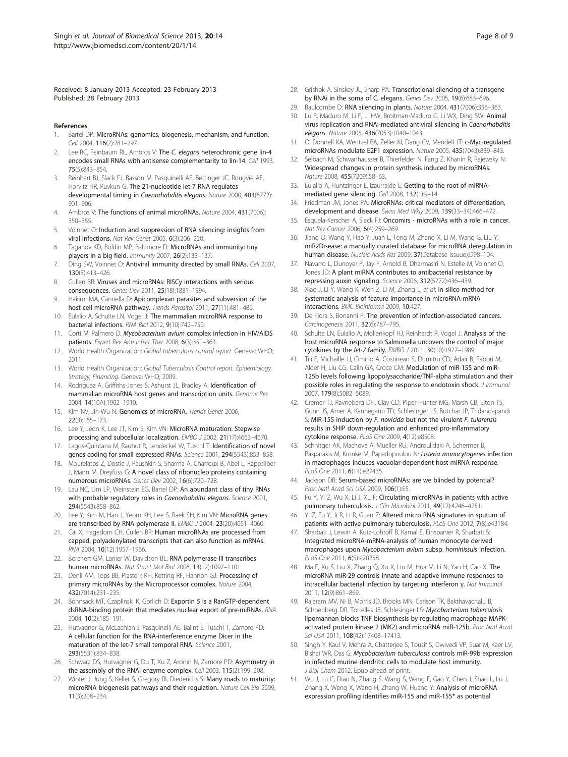Received: 8 January 2013 Accepted: 23 February 2013
Published: 28 February 2013

## References

1. Bartel DP: **MicroRNAs: genomics, biogenesis, mechanism, and function.** *Cell* 2004, **116**(2):281–297.
2. Lee RC, Feinbaum RL, Ambros V: **The *C. elegans* heterochronic gene lin-4 encodes small RNAs with antisense complementarity to lin-14.** *Cell* 1993, **75**(5):843–854.
3. Reinhart BJ, Slack FJ, Basson M, Pasquinelli AE, Bettinger JC, Rougvie AE, Horvitz HR, Ruvkun G: **The 21-nucleotide let-7 RNA regulates developmental timing in *Caenorhabditis elegans*.** *Nature* 2000, **403**(6772): 901–906.
4. Ambros V: **The functions of animal microRNAs.** *Nature* 2004, **431**(7006): 350–355.
5. Voinnet O: **Induction and suppression of RNA silencing: insights from viral infections.** *Nat Rev Genet* 2005, **6**(3):206–220.
6. Taganov KD, Boldin MP, Baltimore D: **MicroRNAs and immunity: tiny players in a big field.** *Immunity* 2007, **26**(2):133–137.
7. Ding SW, Voinnet O: **Antiviral immunity directed by small RNAs.** *Cell* 2007, **130**(3):413–426.
8. Cullen BR: **Viruses and microRNAs: RISCy interactions with serious consequences.** *Genes Dev* 2011, **25**(18):1881–1894.
9. Hakimi MA, Cannella D: **Apicomplexan parasites and subversion of the host cell microRNA pathway.** *Trends Parasitol* 2011, **27**(11):481–486.
10. Eulalio A, Schulte LN, Vogel J: **The mammalian microRNA response to bacterial infections.** *RNA Biol* 2012, **9**(10):742–750.
11. Corti M, Palmero D: ***Mycobacterium avium* complex infection in HIV/AIDS patients.** *Expert Rev Anti Infect Ther* 2008, **6**(3):351–363.
12. World Health Organization: *Global tuberculosis control report.* Geneva: WHO; 2011.
13. World Health Organization: *Global Tuberculosis Control report. Epidemiology, Strategy, Financing.* Geneva: WHO; 2009.
14. Rodriguez A, Griffiths-Jones S, Ashurst JL, Bradley A: **Identification of mammalian microRNA host genes and transcription units.** *Genome Res* 2004, **14**(10A):1902–1910.
15. Kim NV, Jin-Wu N: **Genomics of microRNA.** *Trends Genet* 2006, **22**(3):165–173.
16. Lee Y, Jeon K, Lee JT, Kim S, Kim VN: **MicroRNA maturation: Stepwise processing and subcellular localization.** *EMBO J* 2002, **21**(17):4663–4670.
17. Lagos-Quintana M, Rauhut R, Lendeckel W, Tuschl T: **Identification of novel genes coding for small expressed RNAs.** *Science* 2001, **294**(5543):853–858.
18. Mourelatos Z, Dostie J, Paushkin S, Sharma A, Charroux B, Abel L, Rappsilber J, Mann M, Dreyfuss G: **A novel class of ribonucleo proteins containing numerous microRNAs.** *Genes Dev* 2002, **16**(6):720–728.
19. Lau NC, Lim LP, Weinstein EG, Bartel DP: **An abundant class of tiny RNAs with probable regulatory roles in *Caenorhabditis elegans*.** *Science* 2001, **294**(5543):858–862.
20. Lee Y, Kim M, Han J, Yeom KH, Lee S, Baek SH, Kim VN: **MicroRNA genes are transcribed by RNA polymerase II.** *EMBO J* 2004, **23**(20):4051–4060.
21. Cai X, Hagedorn CH, Cullen BR: **Human microRNAs are processed from capped, polyadenylated transcripts that can also function as mRNAs.** *RNA* 2004, **10**(12):1957–1966.
22. Borchert GM, Lanier W, Davidson BL: **RNA polymerase III transcribes human microRNAs.** *Nat Struct Mol Biol* 2006, **13**(12):1097–1101.
23. Denli AM, Tops BB, Plasterk RH, Ketting RF, Hannon GJ: **Processing of primary microRNAs by the Microprocessor complex.** *Nature* 2004, **432**(7014):231–235.
24. Bohnsack MT, Czaplinski K, Gorlich D: **Exportin 5 is a RanGTP-dependent dsRNA-binding protein that mediates nuclear export of pre-miRNAs.** *RNA* 2004, **10**(2):185–191.
25. Hutvagner G, McLachlan J, Pasquinelli AE, Balint E, Tuschl T, Zamore PD: **A cellular function for the RNA-interference enzyme Dicer in the maturation of the let-7 small temporal RNA.** *Science* 2001, **293**(5531):834–838.
26. Schwarz DS, Hutvagner G, Du T, Xu Z, Aronin N, Zamore PD: **Asymmetry in the assembly of the RNAi enzyme complex.** *Cell* 2003, **115**(2):199–208.
27. Winter J, Jung S, Keller S, Gregory RI, Diederichs S: **Many roads to maturity: microRNA biogenesis pathways and their regulation.** *Nature Cell Bio* 2009, **11**(3):208–234.
28. Grishok A, Sinskey JL, Sharp PA: **Transcriptional silencing of a transgene by RNAi in the soma of C. elegans.** *Genes Dev* 2005, **19**(6):683–696.
29. Baulcombe D: **RNA silencing in plants.** *Nature* 2004, **431**(7006):356–363.
30. Lu R, Maduro M, Li F, Li HW, Broitman-Maduro G, Li WX, Ding SW: **Animal virus replication and RNAi-mediated antiviral silencing in *Caenorhabditis elegans*.** *Nature* 2005, **436**(7053):1040–1043.
31. O' Donnell KA, Wentzel EA, Zeller KI, Dang CV, Mendell JT: **c-Myc-regulated microRNAs modulate E2F1 expression.** *Nature* 2005, **435**(7043):839–843.
32. Selbach M, Schwanhausser B, Thierfelder N, Fang Z, Khanin R, Rajewsky N: **Widespread changes in protein synthesis induced by microRNAs.** *Nature* 2008, **455**(7209):58–63.
33. Eulalio A, Huntzinger E, Izaurralde E: **Getting to the root of miRNA-mediated gene silencing.** *Cell* 2008, **132**(1):9–14.
34. Friedman JM, Jones PA: **MicroRNAs: critical mediators of differentiation, development and disease.** *Swiss Med Wkly* 2009, **139**(33–34):466–472.
35. Esquela-Kerscher A, Slack FJ: **Oncomirs - microRNAs with a role in cancer.** *Nat Rev Cancer* 2006, **6**(4):259–269.
36. Jiang Q, Wang Y, Hao Y, Juan L, Teng M, Zhang X, Li M, Wang G, Liu Y: **miR2Disease: a manually curated database for microRNA deregulation in human disease.** *Nucleic Acids Res* 2009, **37**(Database issue):D98–104.
37. Navarro L, Dunoyer P, Jay F, Arnold B, Dharmasiri N, Estelle M, Voinnet O, Jones JD: **A plant miRNA contributes to antibacterial resistance by repressing auxin signaling.** *Science* 2006, **312**(5772):436–439.
38. Xiao J, Li Y, Wang K, Wen Z, Li M, Zhang L, *et al*: **In silico method for systematic analysis of feature importance in microRNA-mRNA interactions.** *BMC Bioinforma* 2009, **10**:427.
39. De Flora S, Bonanni P: **The prevention of infection-associated cancers.** *Carcinogenesis* 2011, **32**(6):787–795.
40. Schulte LN, Eulalio A, Mollenkopf HJ, Reinhardt R, Vogel J: **Analysis of the host microRNA response to Salmonella uncovers the control of major cytokines by the *let-7* family.** *EMBO J* 2011, **30**(10):1977–1989.
41. Tili E, Michaille JJ, Cimino A, Costinean S, Dumitru CD, Adair B, Fabbri M, Alder H, Liu CG, Calin GA, Croce CM: **Modulation of miR-155 and miR-125b levels following lipopolysaccharide/TNF-alpha stimulation and their possible roles in regulating the response to endotoxin shock.** *J Immunol* 2007, **179**(8):5082–5089.
42. Cremer TJ, Ravneberg DH, Clay CD, Piper-Hunter MG, Marsh CB, Elton TS, Gunn JS, Amer A, Kanneganti TD, Schlesinger LS, Butchar JP, Tridandapandi S: **MiR-155 induction by *F. novicida* but not the virulent *F. tularensis* results in SHIP down-regulation and enhanced pro-inflammatory cytokine response.** *PLoS One* 2009, **4**(12):e8508.
43. Schnitger AK, Machova A, Mueller RU, Androulidaki A, Schermer B, Pasparakis M, Kronke M, Papadopoulou N: ***Listeria monocytogenes* infection in macrophages induces vacuolar-dependent host miRNA response.** *PLoS One* 2011, **6**(11):e27435.
44. Jackson DB: **Serum-based microRNAs: are we blinded by potential?** *Proc Natl Acad Sci USA* 2009, **106**(1):E5.
45. Fu Y, Yi Z, Wu X, Li J, Xu F: **Circulating microRNAs in patients with active pulmonary tuberculosis.** *J Clin Microbiol* 2011, **49**(12):4246–4251.
46. Yi Z, Fu Y, Ji R, Li R, Guan Z: **Altered micro RNA signatures in sputum of patients with active pulmonary tuberculosis.** *PLoS One* 2012, **7**(8):e43184.
47. Sharbati J, Lewin A, Kutz-Lohroff B, Kamal E, Einspanier R, Sharbati S: **Integrated microRNA-mRNA-analysis of human monocyte derived macrophages upon *Mycobacterium avium* subsp. *hominissuis* infection.** *PLoS One* 2011, **6**(5):e20258.
48. Ma F, Xu S, Liu X, Zhang Q, Xu X, Liu M, Hua M, Li N, Yao H, Cao X: **The microRNA miR-29 controls innate and adaptive immune responses to intracellular bacterial infection by targeting interferon γ.** *Nat Immunol* 2011, **12**(9):861–869.
49. Rajaram MV, Ni B, Morris JD, Brooks MN, Carlson TK, Bakthavachalu B, Schoenberg DR, Torrelles JB, Schlesinger LS: ***Mycobacterium tuberculosis* lipomannan blocks TNF biosynthesis by regulating macrophage MAPK-activated protein kinase 2 (MK2) and microRNA miR-125b.** *Proc Natl Acad Sci USA* 2011, **108**(42):17408–17413.
50. Singh Y, Kaul V, Mehra A, Chatterjee S, Tousif S, Dwivedi VP, Suar M, Kaer LV, Bishai WR, Das G: ***Mycobacterium tuberculosis* controls miR-99b expression in infected murine dendritic cells to modulate host immunity.** *J Biol Chem* 2012. Epub ahead of print.
51. Wu J, Lu C, Diao N, Zhang S, Wang S, Wang F, Gao Y, Chen J, Shao L, Lu J, Zhang X, Weng X, Wang H, Zhang W, Huang Y: **Analysis of microRNA expression profiling identifies miR-155 and miR-155* as potential**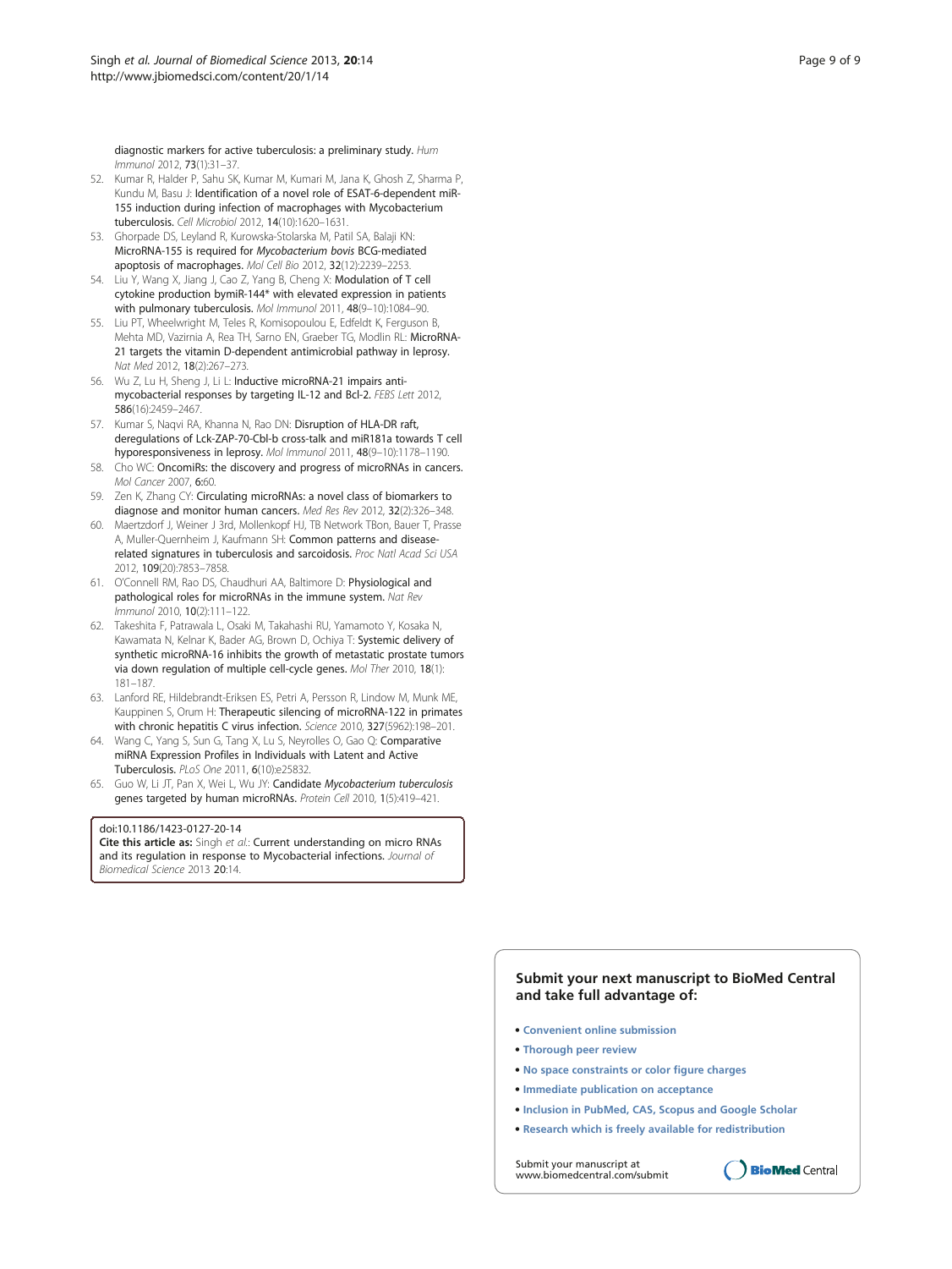diagnostic markers for active tuberculosis: a preliminary study. *Hum Immunol* 2012, **73**(1):31–37.

52. Kumar R, Halder P, Sahu SK, Kumar M, Kumari M, Jana K, Ghosh Z, Sharma P, Kundu M, Basu J: Identification of a novel role of ESAT-6-dependent miR-155 induction during infection of macrophages with Mycobacterium tuberculosis. *Cell Microbiol* 2012, **14**(10):1620–1631.
53. Ghorpade DS, Leyland R, Kurowska-Stolarska M, Patil SA, Balaji KN: MicroRNA-155 is required for *Mycobacterium bovis* BCG-mediated apoptosis of macrophages. *Mol Cell Bio* 2012, **32**(12):2239–2253.
54. Liu Y, Wang X, Jiang J, Cao Z, Yang B, Cheng X: Modulation of T cell cytokine production bymiR-144* with elevated expression in patients with pulmonary tuberculosis. *Mol Immunol* 2011, **48**(9–10):1084–90.
55. Liu PT, Wheelwright M, Teles R, Komisopoulou E, Edfeldt K, Ferguson B, Mehta MD, Vazirnia A, Rea TH, Sarno EN, Graeber TG, Modlin RL: MicroRNA-21 targets the vitamin D-dependent antimicrobial pathway in leprosy. *Nat Med* 2012, **18**(2):267–273.
56. Wu Z, Lu H, Sheng J, Li L: Inductive microRNA-21 impairs anti-mycobacterial responses by targeting IL-12 and Bcl-2. *FEBS Lett* 2012, **586**(16):2459–2467.
57. Kumar S, Naqvi RA, Khanna N, Rao DN: Disruption of HLA-DR raft, deregulations of Lck-ZAP-70-Cbl-b cross-talk and miR181a towards T cell hyporesponsiveness in leprosy. *Mol Immunol* 2011, **48**(9–10):1178–1190.
58. Cho WC: OncomiRs: the discovery and progress of microRNAs in cancers. *Mol Cancer* 2007, **6**:60.
59. Zen K, Zhang CY: Circulating microRNAs: a novel class of biomarkers to diagnose and monitor human cancers. *Med Res Rev* 2012, **32**(2):326–348.
60. Maertzdorf J, Weiner J 3rd, Mollenkopf HJ, TB Network TBon, Bauer T, Prasse A, Muller-Quernheim J, Kaufmann SH: Common patterns and disease-related signatures in tuberculosis and sarcoidosis. *Proc Natl Acad Sci USA* 2012, **109**(20):7853–7858.
61. O'Connell RM, Rao DS, Chaudhuri AA, Baltimore D: Physiological and pathological roles for microRNAs in the immune system. *Nat Rev Immunol* 2010, **10**(2):111–122.
62. Takeshita F, Patrawala L, Osaki M, Takahashi RU, Yamamoto Y, Kosaka N, Kawamata N, Kelnar K, Bader AG, Brown D, Ochiya T: Systemic delivery of synthetic microRNA-16 inhibits the growth of metastatic prostate tumors via down regulation of multiple cell-cycle genes. *Mol Ther* 2010, **18**(1): 181–187.
63. Lanford RE, Hildebrandt-Eriksen ES, Petri A, Persson R, Lindow M, Munk ME, Kauppinen S, Orum H: Therapeutic silencing of microRNA-122 in primates with chronic hepatitis C virus infection. *Science* 2010, **327**(5962):198–201.
64. Wang C, Yang S, Sun G, Tang X, Lu S, Neyrolles O, Gao Q: Comparative miRNA Expression Profiles in Individuals with Latent and Active Tuberculosis. *PLoS One* 2011, **6**(10):e25832.
65. Guo W, Li JT, Pan X, Wei L, Wu JY: Candidate *Mycobacterium tuberculosis* genes targeted by human microRNAs. *Protein Cell* 2010, **1**(5):419–421.

doi:10.1186/1423-0127-20-14

**Cite this article as:** Singh *et al.*: Current understanding on micro RNAs and its regulation in response to Mycobacterial infections. *Journal of Biomedical Science* 2013 **20**:14.

**Submit your next manuscript to BioMed Central and take full advantage of:**

- **Convenient online submission**
- **Thorough peer review**
- **No space constraints or color figure charges**
- **Immediate publication on acceptance**
- **Inclusion in PubMed, CAS, Scopus and Google Scholar**
- **Research which is freely available for redistribution**

Submit your manuscript at www.biomedcentral.com/submit

BioMed Central